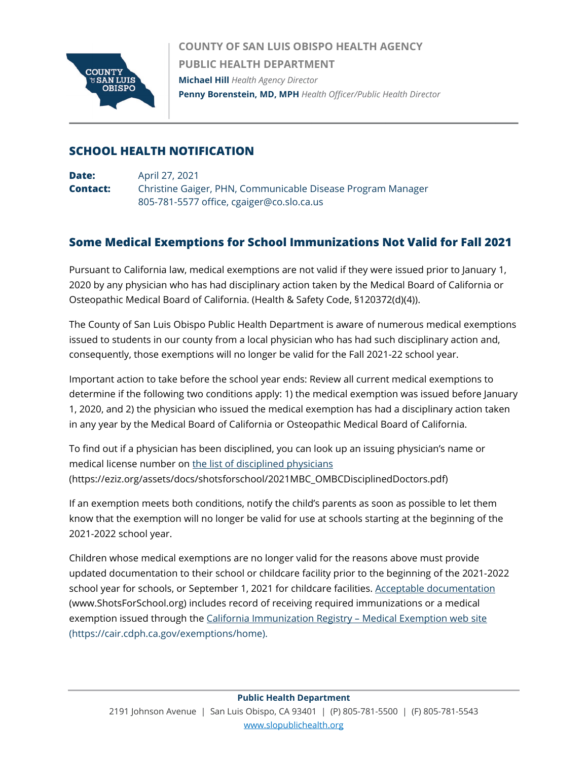**COUNTY OF SAN LUIS OBISPO HEALTH AGENCY**
**PUBLIC HEALTH DEPARTMENT**
**Michael Hill** *Health Agency Director*
**Penny Borenstein, MD, MPH** *Health Officer/Public Health Director*

## SCHOOL HEALTH NOTIFICATION

**Date:** April 27, 2021
**Contact:** Christine Gaiger, PHN, Communicable Disease Program Manager
805-781-5577 office, cgaiger@co.slo.ca.us

## Some Medical Exemptions for School Immunizations Not Valid for Fall 2021

Pursuant to California law, medical exemptions are not valid if they were issued prior to January 1, 2020 by any physician who has had disciplinary action taken by the Medical Board of California or Osteopathic Medical Board of California. (Health & Safety Code, §120372(d)(4)).

The County of San Luis Obispo Public Health Department is aware of numerous medical exemptions issued to students in our county from a local physician who has had such disciplinary action and, consequently, those exemptions will no longer be valid for the Fall 2021-22 school year.

Important action to take before the school year ends: Review all current medical exemptions to determine if the following two conditions apply: 1) the medical exemption was issued before January 1, 2020, and 2) the physician who issued the medical exemption has had a disciplinary action taken in any year by the Medical Board of California or Osteopathic Medical Board of California.

To find out if a physician has been disciplined, you can look up an issuing physician's name or medical license number on the list of disciplined physicians (https://eziz.org/assets/docs/shotsforschool/2021MBC_OMBCDisciplinedDoctors.pdf)

If an exemption meets both conditions, notify the child's parents as soon as possible to let them know that the exemption will no longer be valid for use at schools starting at the beginning of the 2021-2022 school year.

Children whose medical exemptions are no longer valid for the reasons above must provide updated documentation to their school or childcare facility prior to the beginning of the 2021-2022 school year for schools, or September 1, 2021 for childcare facilities. Acceptable documentation (www.ShotsForSchool.org) includes record of receiving required immunizations or a medical exemption issued through the California Immunization Registry – Medical Exemption web site (https://cair.cdph.ca.gov/exemptions/home).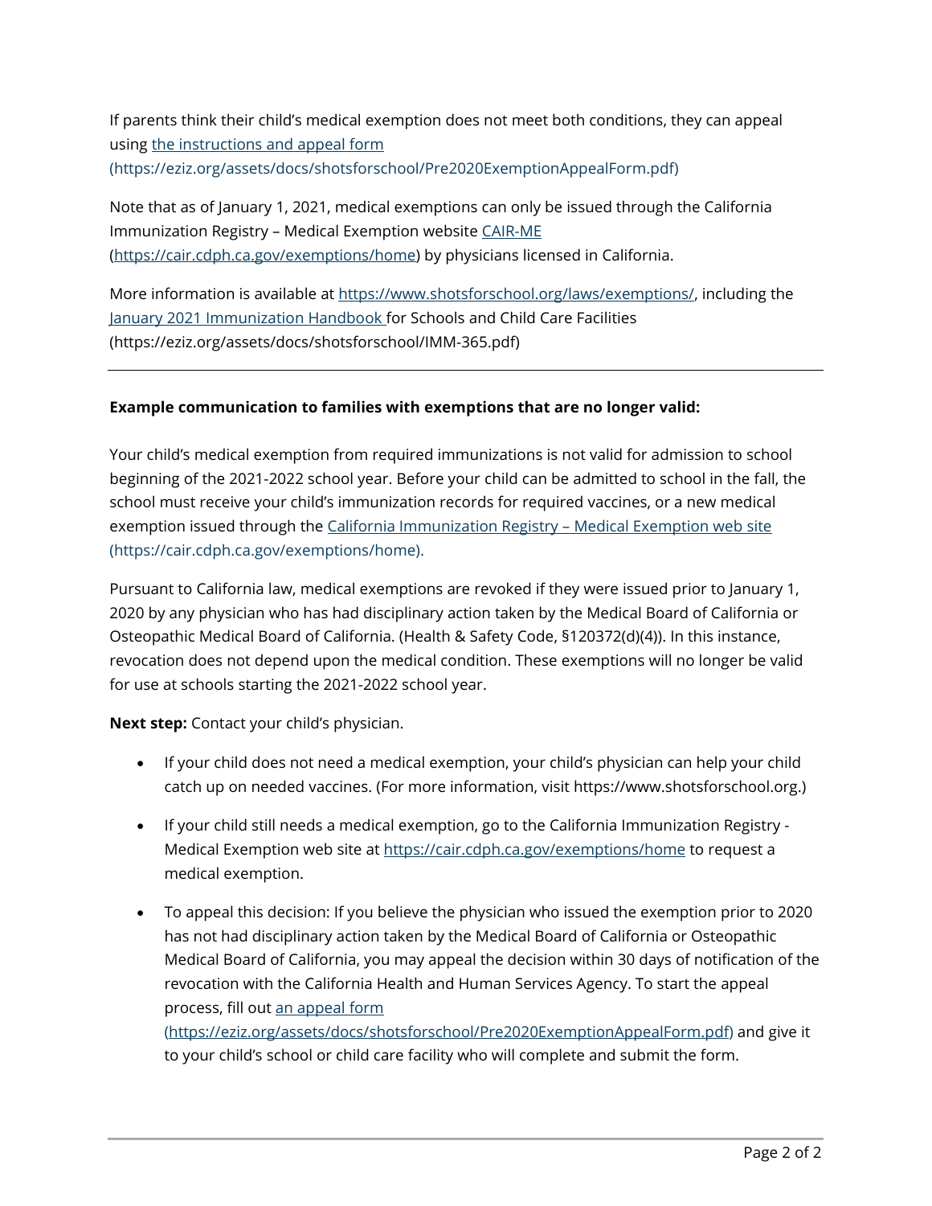If parents think their child's medical exemption does not meet both conditions, they can appeal using [the instructions and appeal form](https://eziz.org/assets/docs/shotsforschool/Pre2020ExemptionAppealForm.pdf) (https://eziz.org/assets/docs/shotsforschool/Pre2020ExemptionAppealForm.pdf)

Note that as of January 1, 2021, medical exemptions can only be issued through the California Immunization Registry – Medical Exemption website [CAIR-ME](https://cair.cdph.ca.gov/exemptions/home) (https://cair.cdph.ca.gov/exemptions/home) by physicians licensed in California.

More information is available at https://www.shotsforschool.org/laws/exemptions/, including the [January 2021 Immunization Handbook](https://eziz.org/assets/docs/shotsforschool/IMM-365.pdf) for Schools and Child Care Facilities (https://eziz.org/assets/docs/shotsforschool/IMM-365.pdf)

---

**Example communication to families with exemptions that are no longer valid:**

Your child's medical exemption from required immunizations is not valid for admission to school beginning of the 2021-2022 school year. Before your child can be admitted to school in the fall, the school must receive your child's immunization records for required vaccines, or a new medical exemption issued through the [California Immunization Registry – Medical Exemption web site](https://cair.cdph.ca.gov/exemptions/home) (https://cair.cdph.ca.gov/exemptions/home).

Pursuant to California law, medical exemptions are revoked if they were issued prior to January 1, 2020 by any physician who has had disciplinary action taken by the Medical Board of California or Osteopathic Medical Board of California. (Health & Safety Code, §120372(d)(4)). In this instance, revocation does not depend upon the medical condition. These exemptions will no longer be valid for use at schools starting the 2021-2022 school year.

**Next step:** Contact your child's physician.

- If your child does not need a medical exemption, your child's physician can help your child catch up on needed vaccines. (For more information, visit https://www.shotsforschool.org.)
- If your child still needs a medical exemption, go to the California Immunization Registry - Medical Exemption web site at https://cair.cdph.ca.gov/exemptions/home to request a medical exemption.
- To appeal this decision: If you believe the physician who issued the exemption prior to 2020 has not had disciplinary action taken by the Medical Board of California or Osteopathic Medical Board of California, you may appeal the decision within 30 days of notification of the revocation with the California Health and Human Services Agency. To start the appeal process, fill out [an appeal form](https://eziz.org/assets/docs/shotsforschool/Pre2020ExemptionAppealForm.pdf) (https://eziz.org/assets/docs/shotsforschool/Pre2020ExemptionAppealForm.pdf) and give it to your child's school or child care facility who will complete and submit the form.